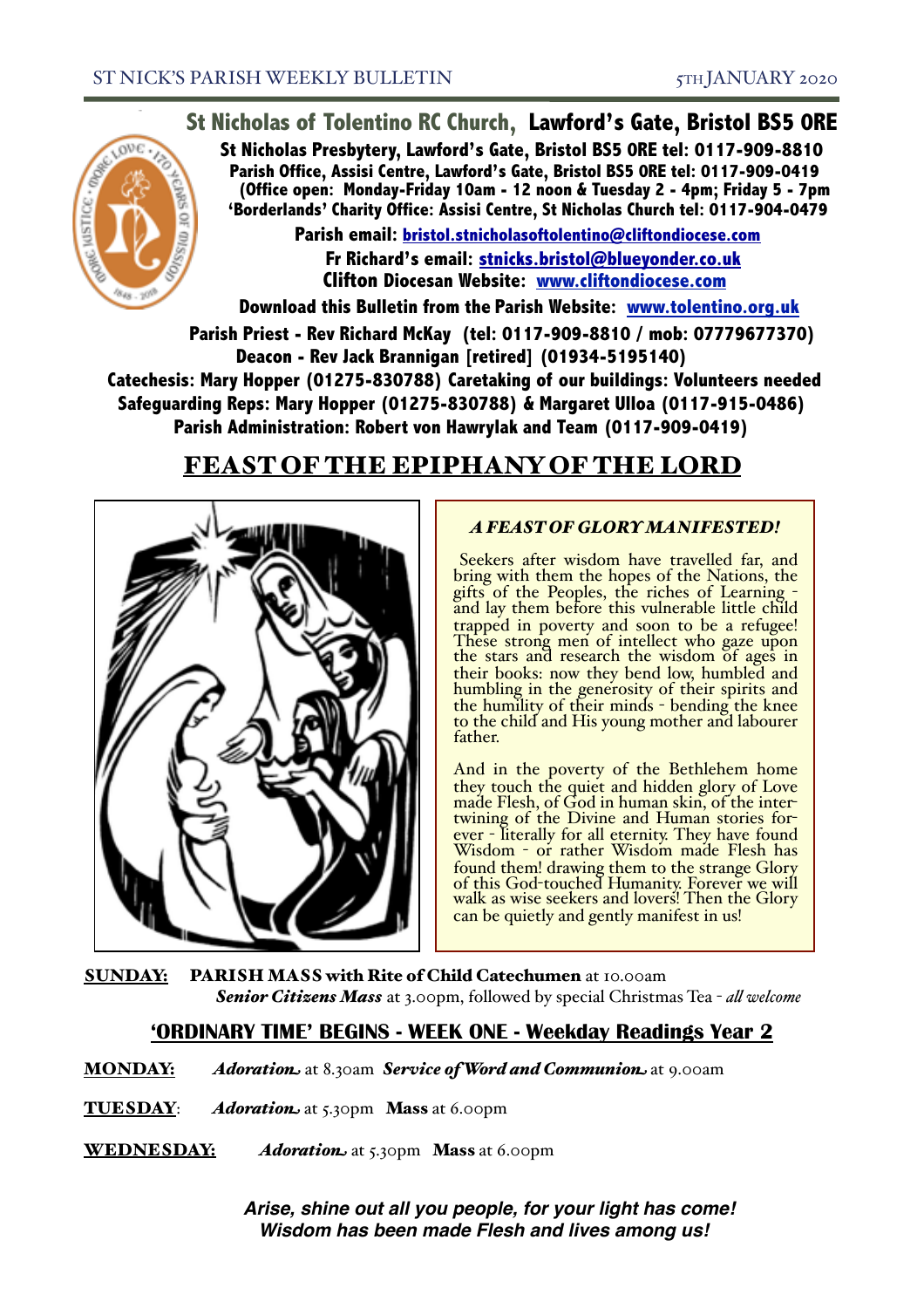# St Nicholas of Tolentino RC Church, Lawford's Gate, Bristol BS5 0RE

**St Nicholas Presbytery, Lawford's Gate, Bristol BS5 0RE tel: 0117-909-8810**
**Parish Office, Assisi Centre, Lawford's Gate, Bristol BS5 0RE tel: 0117-909-0419**
**(Office open: Monday-Friday 10am - 12 noon & Tuesday 2 - 4pm; Friday 5 - 7pm**
**'Borderlands' Charity Office: Assisi Centre, St Nicholas Church tel: 0117-904-0479**

**Parish email: bristol.stnicholasoftolentino@cliftondiocese.com**
**Fr Richard's email: stnicks.bristol@blueyonder.co.uk**
**Clifton Diocesan Website: www.cliftondiocese.com**

**Download this Bulletin from the Parish Website: www.tolentino.org.uk**

**Parish Priest - Rev Richard McKay (tel: 0117-909-8810 / mob: 07779677370)**
**Deacon - Rev Jack Brannigan [retired] (01934-5195140)**
**Catechesis: Mary Hopper (01275-830788) Caretaking of our buildings: Volunteers needed**
**Safeguarding Reps: Mary Hopper (01275-830788) & Margaret Ulloa (0117-915-0486)**
**Parish Administration: Robert von Hawrylak and Team (0117-909-0419)**

## FEAST OF THE EPIPHANY OF THE LORD

### *A FEAST OF GLORY MANIFESTED!*

Seekers after wisdom have travelled far, and bring with them the hopes of the Nations, the gifts of the Peoples, the riches of Learning - and lay them before this vulnerable little child trapped in poverty and soon to be a refugee! These strong men of intellect who gaze upon the stars and research the wisdom of ages in their books: now they bend low, humbled and humbling in the generosity of their spirits and the humility of their minds - bending the knee to the child and His young mother and labourer father.

And in the poverty of the Bethlehem home they touch the quiet and hidden glory of Love made Flesh, of God in human skin, of the inter-twining of the Divine and Human stories for-ever - literally for all eternity. They have found Wisdom - or rather Wisdom made Flesh has found them! drawing them to the strange Glory of this God-touched Humanity. Forever we will walk as wise seekers and lovers! Then the Glory can be quietly and gently manifest in us!

**SUNDAY:** **PARISH MASS with Rite of Child Catechumen** at 10.00am
***Senior Citizens Mass*** at 3.00pm, followed by special Christmas Tea - *all welcome*

### 'ORDINARY TIME' BEGINS - WEEK ONE - Weekday Readings Year 2

**MONDAY:** ***Adoration*** at 8.30am ***Service of Word and Communion*** at 9.00am

**TUESDAY**: ***Adoration*** at 5.30pm **Mass** at 6.00pm

**WEDNESDAY:** ***Adoration*** at 5.30pm **Mass** at 6.00pm

***Arise, shine out all you people, for your light has come!***
***Wisdom has been made Flesh and lives among us!***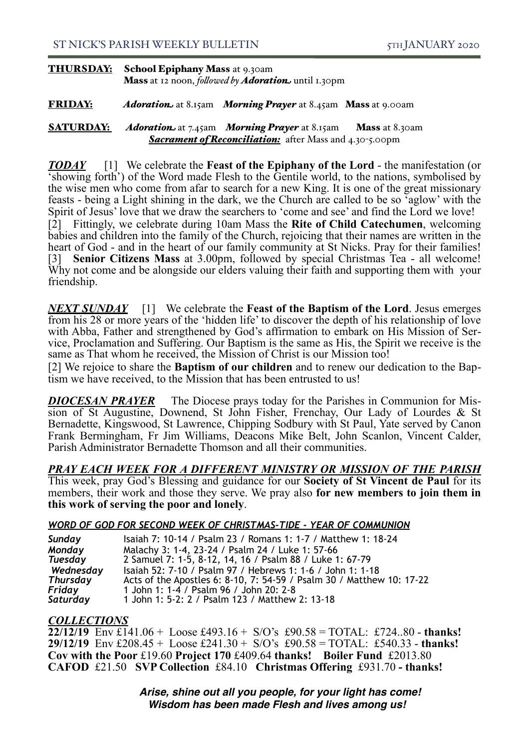**THURSDAY:** **School Epiphany Mass** at 9.30am
**Mass** at 12 noon, *followed by* ***Adoration*** until 1.30pm

**FRIDAY:** ***Adoration*** at 8.15am ***Morning Prayer*** at 8.45am **Mass** at 9.00am

**SATURDAY:** ***Adoration*** at 7.45am ***Morning Prayer*** at 8.15am **Mass** at 8.30am
***Sacrament of Reconciliation:*** after Mass and 4.30-5.00pm

***TODAY*** [1] We celebrate the **Feast of the Epiphany of the Lord** - the manifestation (or 'showing forth') of the Word made Flesh to the Gentile world, to the nations, symbolised by the wise men who come from afar to search for a new King. It is one of the great missionary feasts - being a Light shining in the dark, we the Church are called to be so 'aglow' with the Spirit of Jesus' love that we draw the searchers to 'come and see' and find the Lord we love!
[2] Fittingly, we celebrate during 10am Mass the **Rite of Child Catechumen**, welcoming babies and children into the family of the Church, rejoicing that their names are written in the heart of God - and in the heart of our family community at St Nicks. Pray for their families!
[3] **Senior Citizens Mass** at 3.00pm, followed by special Christmas Tea - all welcome! Why not come and be alongside our elders valuing their faith and supporting them with your friendship.

***NEXT SUNDAY*** [1] We celebrate the **Feast of the Baptism of the Lord**. Jesus emerges from his 28 or more years of the 'hidden life' to discover the depth of his relationship of love with Abba, Father and strengthened by God's affirmation to embark on His Mission of Service, Proclamation and Suffering. Our Baptism is the same as His, the Spirit we receive is the same as That whom he received, the Mission of Christ is our Mission too!
[2] We rejoice to share the **Baptism of our children** and to renew our dedication to the Baptism we have received, to the Mission that has been entrusted to us!

***DIOCESAN PRAYER*** The Diocese prays today for the Parishes in Communion for Mission of St Augustine, Downend, St John Fisher, Frenchay, Our Lady of Lourdes & St Bernadette, Kingswood, St Lawrence, Chipping Sodbury with St Paul, Yate served by Canon Frank Bermingham, Fr Jim Williams, Deacons Mike Belt, John Scanlon, Vincent Calder, Parish Administrator Bernadette Thomson and all their communities.

***PRAY EACH WEEK FOR A DIFFERENT MINISTRY OR MISSION OF THE PARISH***
This week, pray God's Blessing and guidance for our **Society of St Vincent de Paul** for its members, their work and those they serve. We pray also **for new members to join them in this work of serving the poor and lonely**.

***WORD OF GOD FOR SECOND WEEK OF CHRISTMAS-TIDE - YEAR OF COMMUNION***

| | |
|---|---|
| *Sunday* | Isaiah 7: 10-14 / Psalm 23 / Romans 1: 1-7 / Matthew 1: 18-24 |
| *Monday* | Malachy 3: 1-4, 23-24 / Psalm 24 / Luke 1: 57-66 |
| *Tuesday* | 2 Samuel 7: 1-5, 8-12, 14, 16 / Psalm 88 / Luke 1: 67-79 |
| *Wednesday* | Isaiah 52: 7-10 / Psalm 97 / Hebrews 1: 1-6 / John 1: 1-18 |
| *Thursday* | Acts of the Apostles 6: 8-10, 7: 54-59 / Psalm 30 / Matthew 10: 17-22 |
| *Friday* | 1 John 1: 1-4 / Psalm 96 / John 20: 2-8 |
| *Saturday* | 1 John 1: 5-2: 2 / Psalm 123 / Matthew 2: 13-18 |

***COLLECTIONS***
**22/12/19** Env £141.06 + Loose £493.16 + S/O's £90.58 = TOTAL: £724..80 - **thanks!**
**29/12/19** Env £208.45 + Loose £241.30 + S/O's £90.58 = TOTAL: £540.33 - **thanks!**
**Cov with the Poor** £19.60 **Project 170** £409.64 **thanks!** **Boiler Fund** £2013.80
**CAFOD** £21.50 **SVP Collection** £84.10 **Christmas Offering** £931.70 **- thanks!**

***Arise, shine out all you people, for your light has come!***
***Wisdom has been made Flesh and lives among us!***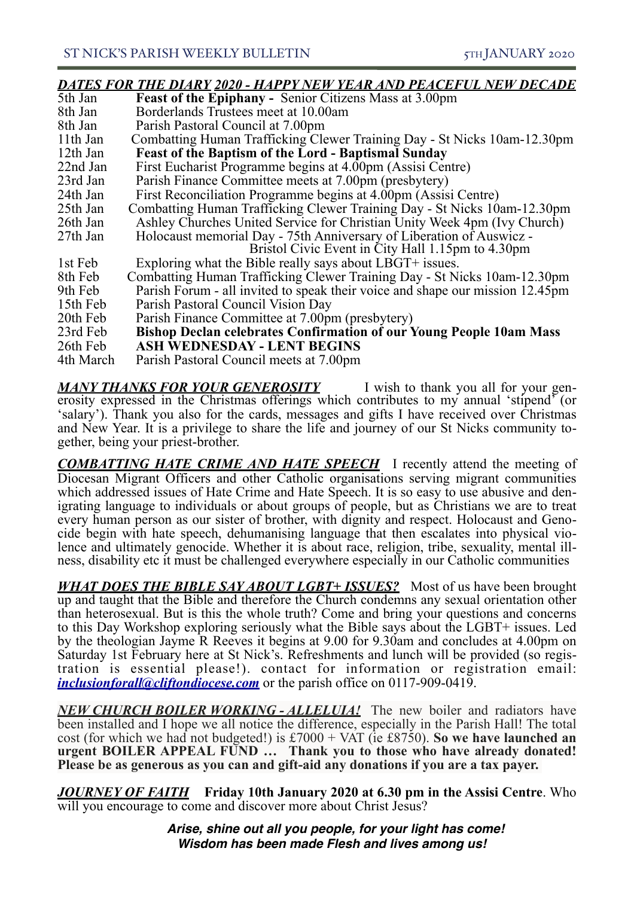## *DATES FOR THE DIARY 2020 - HAPPY NEW YEAR AND PEACEFUL NEW DECADE*

| | |
|---|---|
| 5th Jan | **Feast of the Epiphany -** Senior Citizens Mass at 3.00pm |
| 8th Jan | Borderlands Trustees meet at 10.00am |
| 8th Jan | Parish Pastoral Council at 7.00pm |
| 11th Jan | Combatting Human Trafficking Clewer Training Day - St Nicks 10am-12.30pm |
| 12th Jan | **Feast of the Baptism of the Lord - Baptismal Sunday** |
| 22nd Jan | First Eucharist Programme begins at 4.00pm (Assisi Centre) |
| 23rd Jan | Parish Finance Committee meets at 7.00pm (presbytery) |
| 24th Jan | First Reconciliation Programme begins at 4.00pm (Assisi Centre) |
| 25th Jan | Combatting Human Trafficking Clewer Training Day - St Nicks 10am-12.30pm |
| 26th Jan | Ashley Churches United Service for Christian Unity Week 4pm (Ivy Church) |
| 27th Jan | Holocaust memorial Day - 75th Anniversary of Liberation of Auswicz - Bristol Civic Event in City Hall 1.15pm to 4.30pm |
| 1st Feb | Exploring what the Bible really says about LBGT+ issues. |
| 8th Feb | Combatting Human Trafficking Clewer Training Day - St Nicks 10am-12.30pm |
| 9th Feb | Parish Forum - all invited to speak their voice and shape our mission 12.45pm |
| 15th Feb | Parish Pastoral Council Vision Day |
| 20th Feb | Parish Finance Committee at 7.00pm (presbytery) |
| 23rd Feb | **Bishop Declan celebrates Confirmation of our Young People 10am Mass** |
| 26th Feb | **ASH WEDNESDAY - LENT BEGINS** |
| 4th March | Parish Pastoral Council meets at 7.00pm |

***MANY THANKS FOR YOUR GENEROSITY*** I wish to thank you all for your generosity expressed in the Christmas offerings which contributes to my annual 'stipend' (or 'salary'). Thank you also for the cards, messages and gifts I have received over Christmas and New Year. It is a privilege to share the life and journey of our St Nicks community together, being your priest-brother.

***COMBATTING HATE CRIME AND HATE SPEECH*** I recently attend the meeting of Diocesan Migrant Officers and other Catholic organisations serving migrant communities which addressed issues of Hate Crime and Hate Speech. It is so easy to use abusive and denigrating language to individuals or about groups of people, but as Christians we are to treat every human person as our sister of brother, with dignity and respect. Holocaust and Genocide begin with hate speech, dehumanising language that then escalates into physical violence and ultimately genocide. Whether it is about race, religion, tribe, sexuality, mental illness, disability etc it must be challenged everywhere especially in our Catholic communities

***WHAT DOES THE BIBLE SAY ABOUT LGBT+ ISSUES?*** Most of us have been brought up and taught that the Bible and therefore the Church condemns any sexual orientation other than heterosexual. But is this the whole truth? Come and bring your questions and concerns to this Day Workshop exploring seriously what the Bible says about the LGBT+ issues. Led by the theologian Jayme R Reeves it begins at 9.00 for 9.30am and concludes at 4.00pm on Saturday 1st February here at St Nick's. Refreshments and lunch will be provided (so registration is essential please!). contact for information or registration email: ***inclusionforall@cliftondiocese.com*** or the parish office on 0117-909-0419.

***NEW CHURCH BOILER WORKING - ALLELUIA!*** The new boiler and radiators have been installed and I hope we all notice the difference, especially in the Parish Hall! The total cost (for which we had not budgeted!) is £7000 + VAT (ie £8750). **So we have launched an urgent BOILER APPEAL FUND … Thank you to those who have already donated! Please be as generous as you can and gift-aid any donations if you are a tax payer.**

***JOURNEY OF FAITH*** **Friday 10th January 2020 at 6.30 pm in the Assisi Centre**. Who will you encourage to come and discover more about Christ Jesus?

***Arise, shine out all you people, for your light has come!***
***Wisdom has been made Flesh and lives among us!***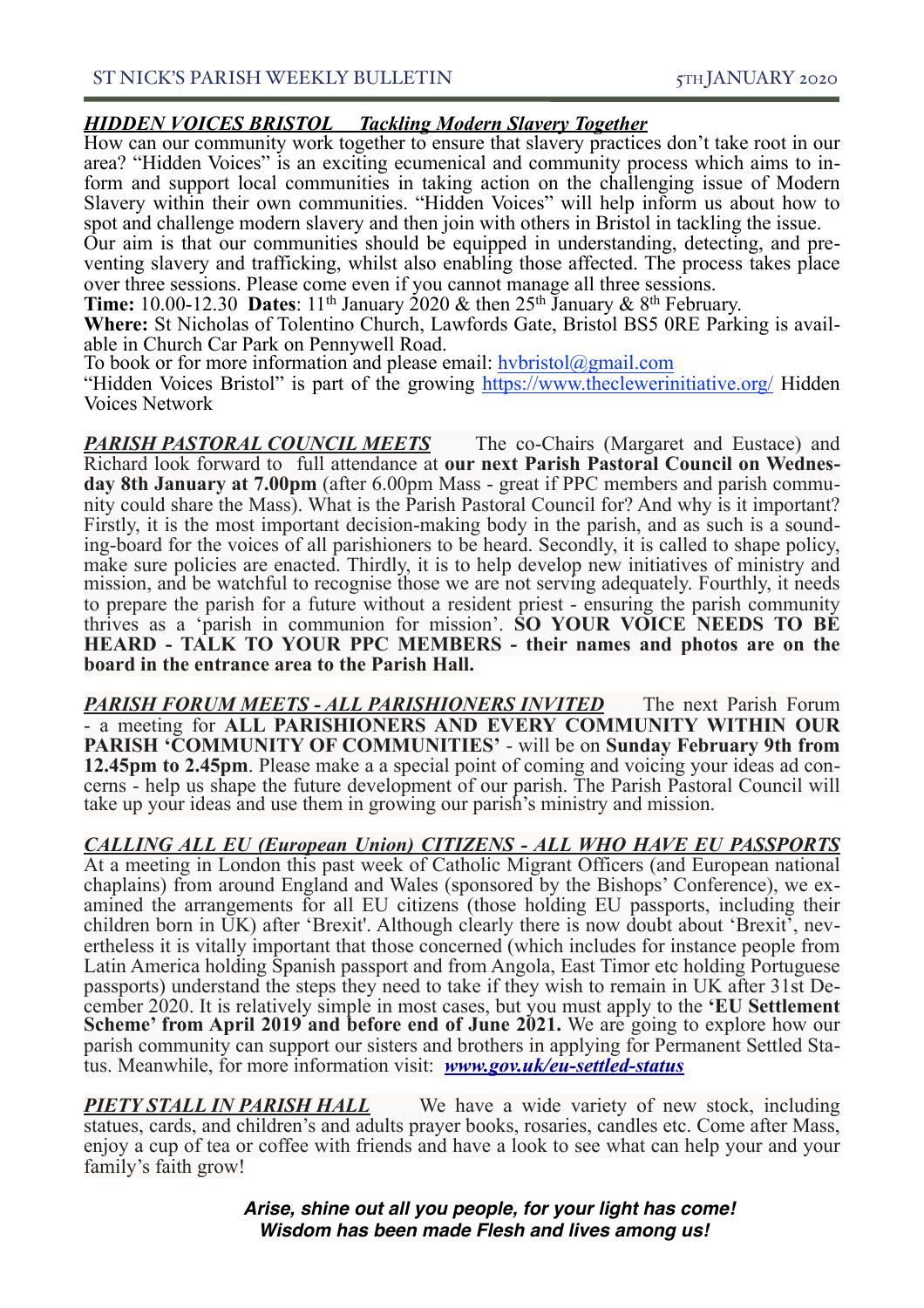***HIDDEN VOICES BRISTOL Tackling Modern Slavery Together***

How can our community work together to ensure that slavery practices don't take root in our area? "Hidden Voices" is an exciting ecumenical and community process which aims to inform and support local communities in taking action on the challenging issue of Modern Slavery within their own communities. "Hidden Voices" will help inform us about how to spot and challenge modern slavery and then join with others in Bristol in tackling the issue.

Our aim is that our communities should be equipped in understanding, detecting, and preventing slavery and trafficking, whilst also enabling those affected. The process takes place over three sessions. Please come even if you cannot manage all three sessions.

**Time:** 10.00-12.30 **Dates**: 11th January 2020 & then 25th January & 8th February.

**Where:** St Nicholas of Tolentino Church, Lawfords Gate, Bristol BS5 0RE Parking is available in Church Car Park on Pennywell Road.

To book or for more information and please email: hvbristol@gmail.com

"Hidden Voices Bristol" is part of the growing https://www.theclewerinitiative.org/ Hidden Voices Network

***PARISH PASTORAL COUNCIL MEETS*** The co-Chairs (Margaret and Eustace) and Richard look forward to full attendance at **our next Parish Pastoral Council on Wednesday 8th January at 7.00pm** (after 6.00pm Mass - great if PPC members and parish community could share the Mass). What is the Parish Pastoral Council for? And why is it important? Firstly, it is the most important decision-making body in the parish, and as such is a sounding-board for the voices of all parishioners to be heard. Secondly, it is called to shape policy, make sure policies are enacted. Thirdly, it is to help develop new initiatives of ministry and mission, and be watchful to recognise those we are not serving adequately. Fourthly, it needs to prepare the parish for a future without a resident priest - ensuring the parish community thrives as a 'parish in communion for mission'. **SO YOUR VOICE NEEDS TO BE HEARD - TALK TO YOUR PPC MEMBERS - their names and photos are on the board in the entrance area to the Parish Hall.**

***PARISH FORUM MEETS - ALL PARISHIONERS INVITED*** The next Parish Forum - a meeting for **ALL PARISHIONERS AND EVERY COMMUNITY WITHIN OUR PARISH 'COMMUNITY OF COMMUNITIES'** - will be on **Sunday February 9th from 12.45pm to 2.45pm**. Please make a a special point of coming and voicing your ideas ad concerns - help us shape the future development of our parish. The Parish Pastoral Council will take up your ideas and use them in growing our parish's ministry and mission.

***CALLING ALL EU (European Union) CITIZENS - ALL WHO HAVE EU PASSPORTS***

At a meeting in London this past week of Catholic Migrant Officers (and European national chaplains) from around England and Wales (sponsored by the Bishops' Conference), we examined the arrangements for all EU citizens (those holding EU passports, including their children born in UK) after 'Brexit'. Although clearly there is now doubt about 'Brexit', nevertheless it is vitally important that those concerned (which includes for instance people from Latin America holding Spanish passport and from Angola, East Timor etc holding Portuguese passports) understand the steps they need to take if they wish to remain in UK after 31st December 2020. It is relatively simple in most cases, but you must apply to the **'EU Settlement Scheme' from April 2019 and before end of June 2021.** We are going to explore how our parish community can support our sisters and brothers in applying for Permanent Settled Status. Meanwhile, for more information visit: ***www.gov.uk/eu-settled-status***

***PIETY STALL IN PARISH HALL*** We have a wide variety of new stock, including statues, cards, and children's and adults prayer books, rosaries, candles etc. Come after Mass, enjoy a cup of tea or coffee with friends and have a look to see what can help your and your family's faith grow!

***Arise, shine out all you people, for your light has come!***
***Wisdom has been made Flesh and lives among us!***